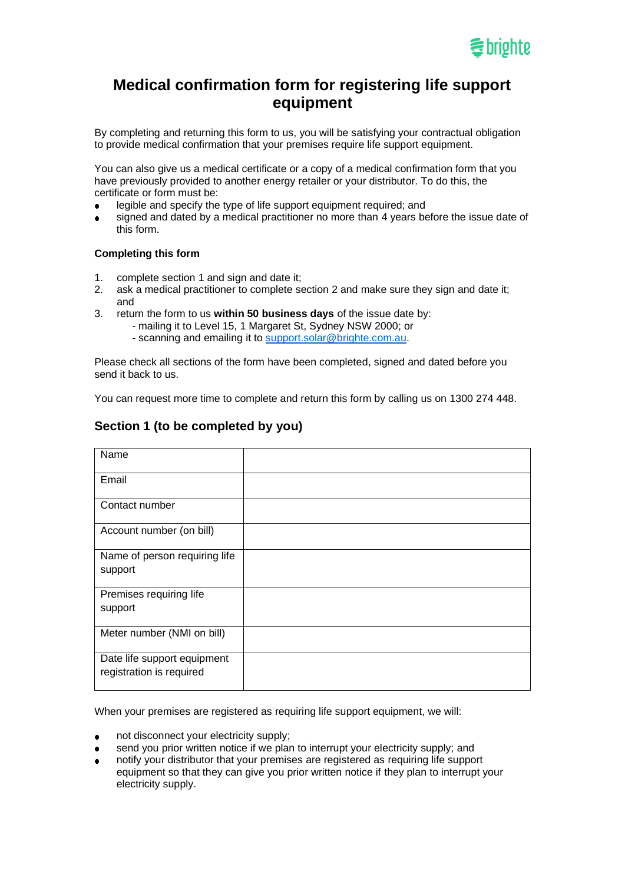# Medical confirmation form for registering life support equipment

By completing and returning this form to us, you will be satisfying your contractual obligation to provide medical confirmation that your premises require life support equipment.

You can also give us a medical certificate or a copy of a medical confirmation form that you have previously provided to another energy retailer or your distributor. To do this, the certificate or form must be:

- legible and specify the type of life support equipment required; and
- signed and dated by a medical practitioner no more than 4 years before the issue date of this form.

**Completing this form**

1. complete section 1 and sign and date it;
2. ask a medical practitioner to complete section 2 and make sure they sign and date it; and
3. return the form to us **within 50 business days** of the issue date by:
   - mailing it to Level 15, 1 Margaret St, Sydney NSW 2000; or
   - scanning and emailing it to support.solar@brighte.com.au.

Please check all sections of the form have been completed, signed and dated before you send it back to us.

You can request more time to complete and return this form by calling us on 1300 274 448.

## Section 1 (to be completed by you)

| | |
|---|---|
| Name | |
| Email | |
| Contact number | |
| Account number (on bill) | |
| Name of person requiring life support | |
| Premises requiring life support | |
| Meter number (NMI on bill) | |
| Date life support equipment registration is required | |

When your premises are registered as requiring life support equipment, we will:

- not disconnect your electricity supply;
- send you prior written notice if we plan to interrupt your electricity supply; and
- notify your distributor that your premises are registered as requiring life support equipment so that they can give you prior written notice if they plan to interrupt your electricity supply.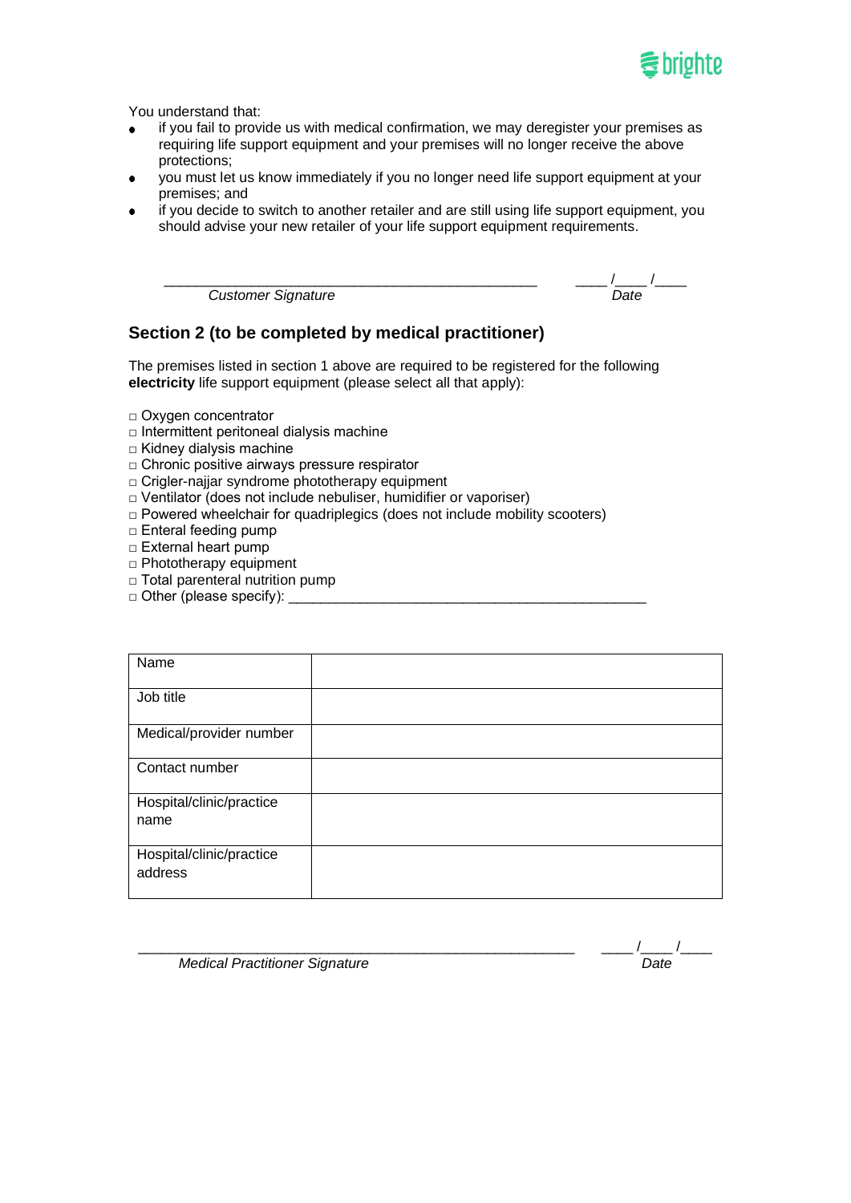You understand that:

- if you fail to provide us with medical confirmation, we may deregister your premises as requiring life support equipment and your premises will no longer receive the above protections;
- you must let us know immediately if you no longer need life support equipment at your premises; and
- if you decide to switch to another retailer and are still using life support equipment, you should advise your new retailer of your life support equipment requirements.

______________________________________________ ____ /____ /____

*Customer Signature* *Date*

## Section 2 (to be completed by medical practitioner)

The premises listed in section 1 above are required to be registered for the following **electricity** life support equipment (please select all that apply):

□ Oxygen concentrator
□ Intermittent peritoneal dialysis machine
□ Kidney dialysis machine
□ Chronic positive airways pressure respirator
□ Crigler-najjar syndrome phototherapy equipment
□ Ventilator (does not include nebuliser, humidifier or vaporiser)
□ Powered wheelchair for quadriplegics (does not include mobility scooters)
□ Enteral feeding pump
□ External heart pump
□ Phototherapy equipment
□ Total parenteral nutrition pump
□ Other (please specify): ______________________________________________

| Name | |
|---|---|
| Job title | |
| Medical/provider number | |
| Contact number | |
| Hospital/clinic/practice name | |
| Hospital/clinic/practice address | |

______________________________________________________ ____ /____ /____

*Medical Practitioner Signature* *Date*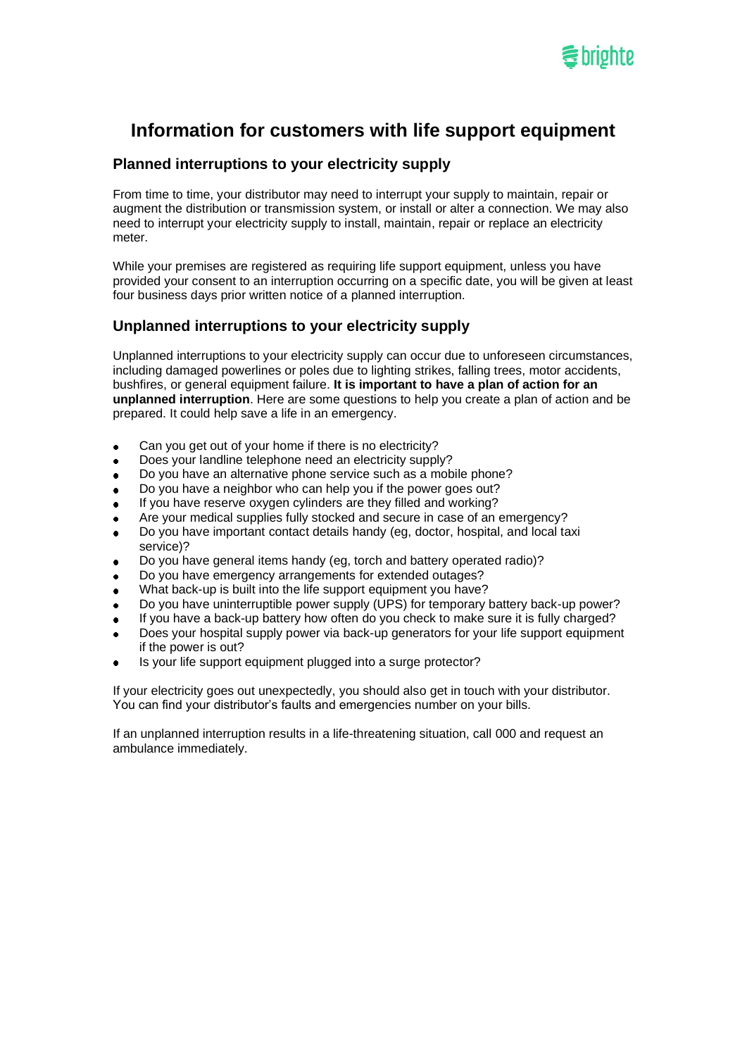# Information for customers with life support equipment

## Planned interruptions to your electricity supply

From time to time, your distributor may need to interrupt your supply to maintain, repair or augment the distribution or transmission system, or install or alter a connection. We may also need to interrupt your electricity supply to install, maintain, repair or replace an electricity meter.

While your premises are registered as requiring life support equipment, unless you have provided your consent to an interruption occurring on a specific date, you will be given at least four business days prior written notice of a planned interruption.

## Unplanned interruptions to your electricity supply

Unplanned interruptions to your electricity supply can occur due to unforeseen circumstances, including damaged powerlines or poles due to lighting strikes, falling trees, motor accidents, bushfires, or general equipment failure. **It is important to have a plan of action for an unplanned interruption**. Here are some questions to help you create a plan of action and be prepared. It could help save a life in an emergency.

- Can you get out of your home if there is no electricity?
- Does your landline telephone need an electricity supply?
- Do you have an alternative phone service such as a mobile phone?
- Do you have a neighbor who can help you if the power goes out?
- If you have reserve oxygen cylinders are they filled and working?
- Are your medical supplies fully stocked and secure in case of an emergency?
- Do you have important contact details handy (eg, doctor, hospital, and local taxi service)?
- Do you have general items handy (eg, torch and battery operated radio)?
- Do you have emergency arrangements for extended outages?
- What back-up is built into the life support equipment you have?
- Do you have uninterruptible power supply (UPS) for temporary battery back-up power?
- If you have a back-up battery how often do you check to make sure it is fully charged?
- Does your hospital supply power via back-up generators for your life support equipment if the power is out?
- Is your life support equipment plugged into a surge protector?

If your electricity goes out unexpectedly, you should also get in touch with your distributor. You can find your distributor's faults and emergencies number on your bills.

If an unplanned interruption results in a life-threatening situation, call 000 and request an ambulance immediately.